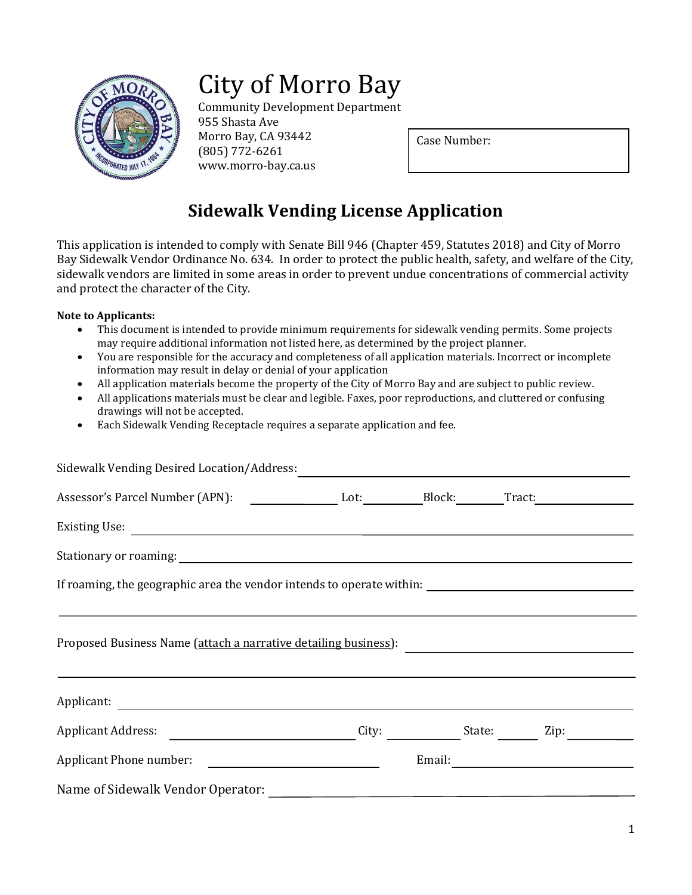# City of Morro Bay

Community Development Department
955 Shasta Ave
Morro Bay, CA 93442
(805) 772-6261
www.morro-bay.ca.us

Case Number:

## Sidewalk Vending License Application

This application is intended to comply with Senate Bill 946 (Chapter 459, Statutes 2018) and City of Morro Bay Sidewalk Vendor Ordinance No. 634. In order to protect the public health, safety, and welfare of the City, sidewalk vendors are limited in some areas in order to prevent undue concentrations of commercial activity and protect the character of the City.

**Note to Applicants:**

- This document is intended to provide minimum requirements for sidewalk vending permits. Some projects may require additional information not listed here, as determined by the project planner.
- You are responsible for the accuracy and completeness of all application materials. Incorrect or incomplete information may result in delay or denial of your application
- All application materials become the property of the City of Morro Bay and are subject to public review.
- All applications materials must be clear and legible. Faxes, poor reproductions, and cluttered or confusing drawings will not be accepted.
- Each Sidewalk Vending Receptacle requires a separate application and fee.

Sidewalk Vending Desired Location/Address: ______________________________

Assessor's Parcel Number (APN): __________ Lot: __________ Block: __________ Tract: __________

Existing Use: ______________________________

Stationary or roaming: ______________________________

If roaming, the geographic area the vendor intends to operate within: ______________________________

______________________________

Proposed Business Name (attach a narrative detailing business): ______________________________

______________________________

Applicant: ______________________________

Applicant Address: __________ City: __________ State: __________ Zip: __________

Applicant Phone number: __________ Email: __________

Name of Sidewalk Vendor Operator: ______________________________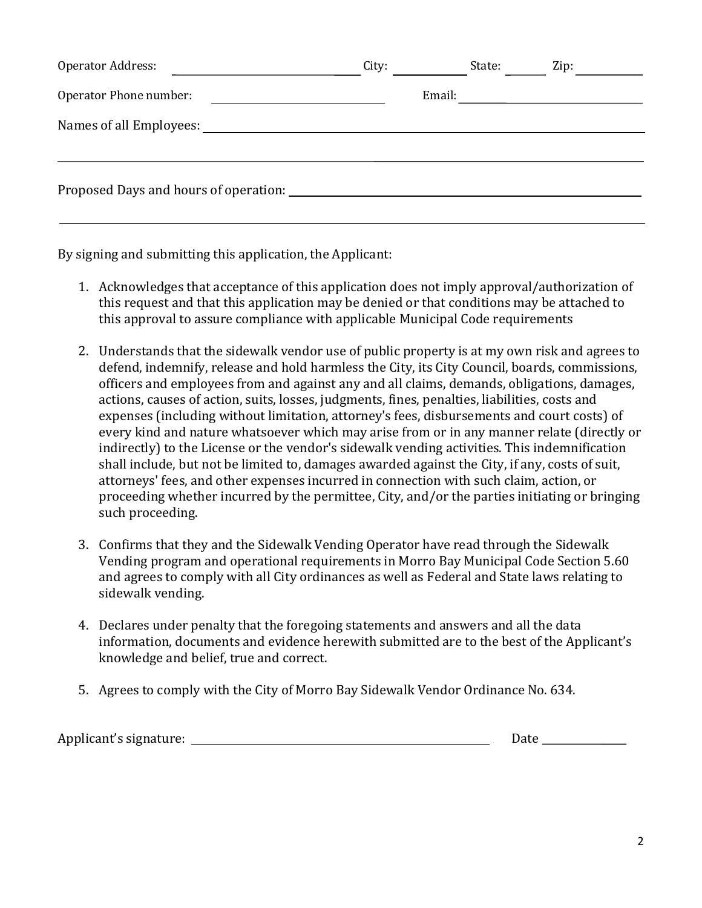Operator Address: ______________________ City: __________ State: ______ Zip: __________

Operator Phone number: ______________________ Email: ______________________

Names of all Employees: ______________________________________________

______________________________________________

Proposed Days and hours of operation: ______________________________________________

______________________________________________

By signing and submitting this application, the Applicant:

1. Acknowledges that acceptance of this application does not imply approval/authorization of this request and that this application may be denied or that conditions may be attached to this approval to assure compliance with applicable Municipal Code requirements

2. Understands that the sidewalk vendor use of public property is at my own risk and agrees to defend, indemnify, release and hold harmless the City, its City Council, boards, commissions, officers and employees from and against any and all claims, demands, obligations, damages, actions, causes of action, suits, losses, judgments, fines, penalties, liabilities, costs and expenses (including without limitation, attorney's fees, disbursements and court costs) of every kind and nature whatsoever which may arise from or in any manner relate (directly or indirectly) to the License or the vendor's sidewalk vending activities. This indemnification shall include, but not be limited to, damages awarded against the City, if any, costs of suit, attorneys' fees, and other expenses incurred in connection with such claim, action, or proceeding whether incurred by the permittee, City, and/or the parties initiating or bringing such proceeding.

3. Confirms that they and the Sidewalk Vending Operator have read through the Sidewalk Vending program and operational requirements in Morro Bay Municipal Code Section 5.60 and agrees to comply with all City ordinances as well as Federal and State laws relating to sidewalk vending.

4. Declares under penalty that the foregoing statements and answers and all the data information, documents and evidence herewith submitted are to the best of the Applicant's knowledge and belief, true and correct.

5. Agrees to comply with the City of Morro Bay Sidewalk Vendor Ordinance No. 634.

Applicant's signature: ______________________________ Date ____________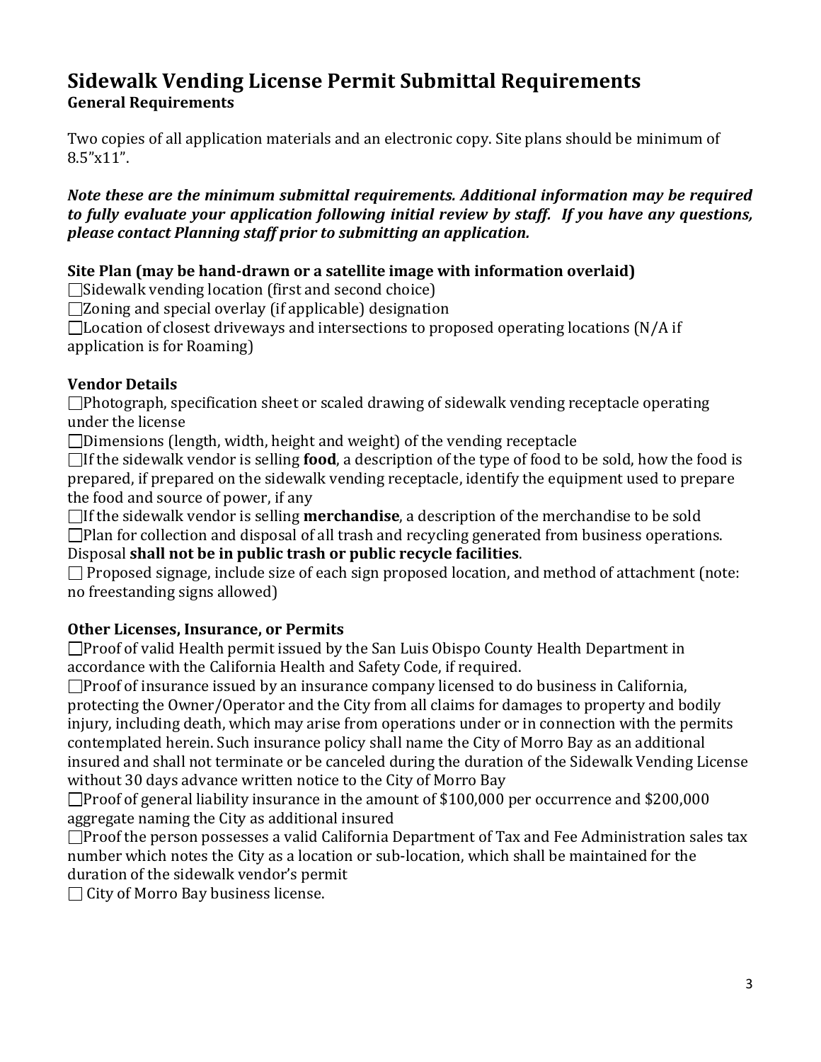# Sidewalk Vending License Permit Submittal Requirements

## General Requirements

Two copies of all application materials and an electronic copy. Site plans should be minimum of 8.5"x11".

***Note these are the minimum submittal requirements. Additional information may be required to fully evaluate your application following initial review by staff. If you have any questions, please contact Planning staff prior to submitting an application.***

### Site Plan (may be hand-drawn or a satellite image with information overlaid)

- ☐ Sidewalk vending location (first and second choice)
- ☐ Zoning and special overlay (if applicable) designation
- ☐ Location of closest driveways and intersections to proposed operating locations (N/A if application is for Roaming)

### Vendor Details

- ☐ Photograph, specification sheet or scaled drawing of sidewalk vending receptacle operating under the license
- ☐ Dimensions (length, width, height and weight) of the vending receptacle
- ☐ If the sidewalk vendor is selling **food**, a description of the type of food to be sold, how the food is prepared, if prepared on the sidewalk vending receptacle, identify the equipment used to prepare the food and source of power, if any
- ☐ If the sidewalk vendor is selling **merchandise**, a description of the merchandise to be sold
- ☐ Plan for collection and disposal of all trash and recycling generated from business operations. Disposal **shall not be in public trash or public recycle facilities**.
- ☐ Proposed signage, include size of each sign proposed location, and method of attachment (note: no freestanding signs allowed)

### Other Licenses, Insurance, or Permits

- ☐ Proof of valid Health permit issued by the San Luis Obispo County Health Department in accordance with the California Health and Safety Code, if required.
- ☐ Proof of insurance issued by an insurance company licensed to do business in California, protecting the Owner/Operator and the City from all claims for damages to property and bodily injury, including death, which may arise from operations under or in connection with the permits contemplated herein. Such insurance policy shall name the City of Morro Bay as an additional insured and shall not terminate or be canceled during the duration of the Sidewalk Vending License without 30 days advance written notice to the City of Morro Bay
- ☐ Proof of general liability insurance in the amount of $100,000 per occurrence and $200,000 aggregate naming the City as additional insured
- ☐ Proof the person possesses a valid California Department of Tax and Fee Administration sales tax number which notes the City as a location or sub-location, which shall be maintained for the duration of the sidewalk vendor's permit
- ☐ City of Morro Bay business license.